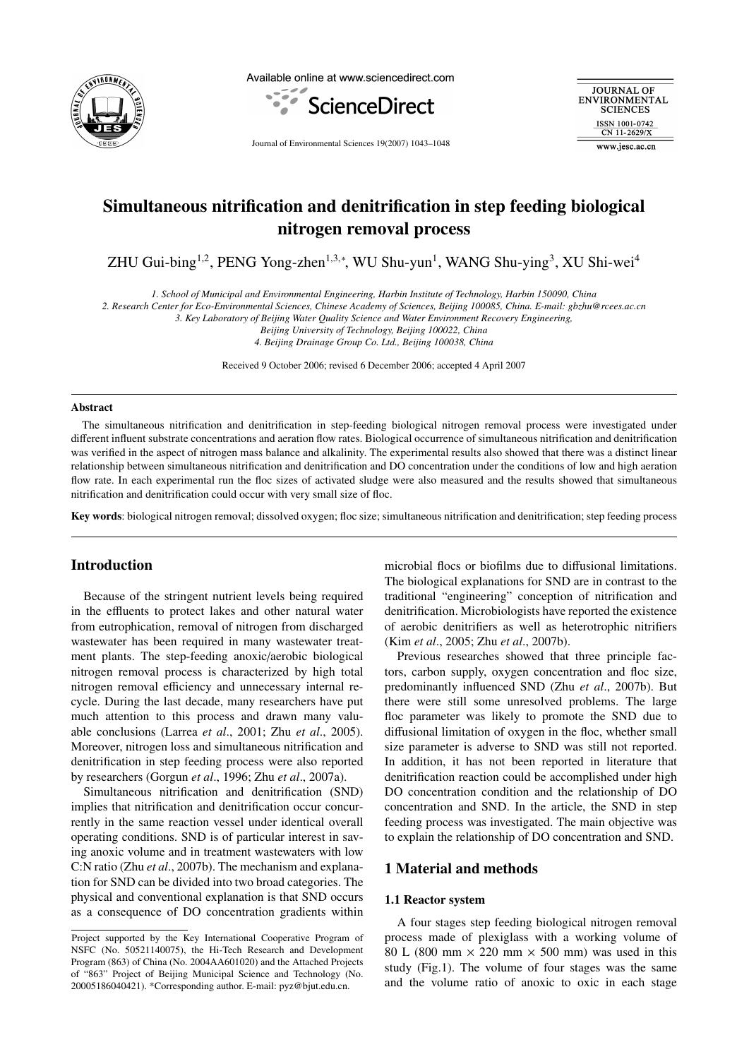# Simultaneous nitrification and denitrification in step feeding biological nitrogen removal process

ZHU Gui-bing[1,2], PENG Yong-zhen[1,3,*], WU Shu-yun[1], WANG Shu-ying[3], XU Shi-wei[4]

*1. School of Municipal and Environmental Engineering, Harbin Institute of Technology, Harbin 150090, China*
*2. Research Center for Eco-Environmental Sciences, Chinese Academy of Sciences, Beijing 100085, China. E-mail: gbzhu@rcees.ac.cn*
*3. Key Laboratory of Beijing Water Quality Science and Water Environment Recovery Engineering, Beijing University of Technology, Beijing 100022, China*
*4. Beijing Drainage Group Co. Ltd., Beijing 100038, China*

Received 9 October 2006; revised 6 December 2006; accepted 4 April 2007

## Abstract

The simultaneous nitrification and denitrification in step-feeding biological nitrogen removal process were investigated under different influent substrate concentrations and aeration flow rates. Biological occurrence of simultaneous nitrification and denitrification was verified in the aspect of nitrogen mass balance and alkalinity. The experimental results also showed that there was a distinct linear relationship between simultaneous nitrification and denitrification and DO concentration under the conditions of low and high aeration flow rate. In each experimental run the floc sizes of activated sludge were also measured and the results showed that simultaneous nitrification and denitrification could occur with very small size of floc.

**Key words**: biological nitrogen removal; dissolved oxygen; floc size; simultaneous nitrification and denitrification; step feeding process

## Introduction

Because of the stringent nutrient levels being required in the effluents to protect lakes and other natural water from eutrophication, removal of nitrogen from discharged wastewater has been required in many wastewater treatment plants. The step-feeding anoxic/aerobic biological nitrogen removal process is characterized by high total nitrogen removal efficiency and unnecessary internal recycle. During the last decade, many researchers have put much attention to this process and drawn many valuable conclusions (Larrea *et al*., 2001; Zhu *et al*., 2005). Moreover, nitrogen loss and simultaneous nitrification and denitrification in step feeding process were also reported by researchers (Gorgun *et al*., 1996; Zhu *et al*., 2007a).

Simultaneous nitrification and denitrification (SND) implies that nitrification and denitrification occur concurrently in the same reaction vessel under identical overall operating conditions. SND is of particular interest in saving anoxic volume and in treatment wastewaters with low C:N ratio (Zhu *et al*., 2007b). The mechanism and explanation for SND can be divided into two broad categories. The physical and conventional explanation is that SND occurs as a consequence of DO concentration gradients within microbial flocs or biofilms due to diffusional limitations. The biological explanations for SND are in contrast to the traditional "engineering" conception of nitrification and denitrification. Microbiologists have reported the existence of aerobic denitrifiers as well as heterotrophic nitrifiers (Kim *et al*., 2005; Zhu *et al*., 2007b).

Previous researches showed that three principle factors, carbon supply, oxygen concentration and floc size, predominantly influenced SND (Zhu *et al*., 2007b). But there were still some unresolved problems. The large floc parameter was likely to promote the SND due to diffusional limitation of oxygen in the floc, whether small size parameter is adverse to SND was still not reported. In addition, it has not been reported in literature that denitrification reaction could be accomplished under high DO concentration condition and the relationship of DO concentration and SND. In the article, the SND in step feeding process was investigated. The main objective was to explain the relationship of DO concentration and SND.

## 1 Material and methods

### 1.1 Reactor system

A four stages step feeding biological nitrogen removal process made of plexiglass with a working volume of 80 L (800 mm × 220 mm × 500 mm) was used in this study (Fig.1). The volume of four stages was the same and the volume ratio of anoxic to oxic in each stage

---

Project supported by the Key International Cooperative Program of NSFC (No. 50521140075), the Hi-Tech Research and Development Program (863) of China (No. 2004AA601020) and the Attached Projects of "863" Project of Beijing Municipal Science and Technology (No. 20005186040421). *Corresponding author. E-mail: pyz@bjut.edu.cn.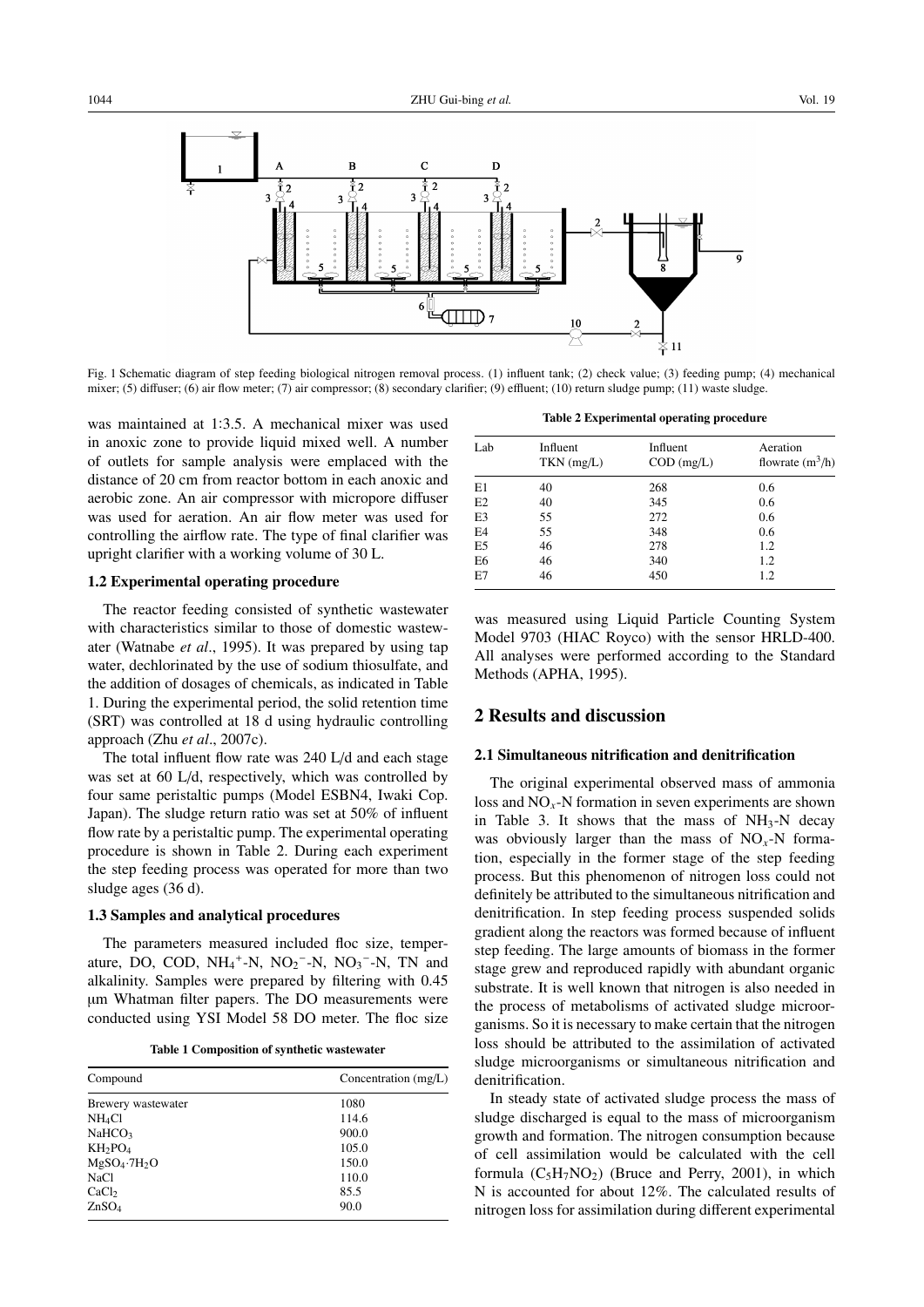Fig. 1 Schematic diagram of step feeding biological nitrogen removal process. (1) influent tank; (2) check value; (3) feeding pump; (4) mechanical mixer; (5) diffuser; (6) air flow meter; (7) air compressor; (8) secondary clarifier; (9) effluent; (10) return sludge pump; (11) waste sludge.

was maintained at 1:3.5. A mechanical mixer was used in anoxic zone to provide liquid mixed well. A number of outlets for sample analysis were emplaced with the distance of 20 cm from reactor bottom in each anoxic and aerobic zone. An air compressor with micropore diffuser was used for aeration. An air flow meter was used for controlling the airflow rate. The type of final clarifier was upright clarifier with a working volume of 30 L.

### 1.2 Experimental operating procedure

The reactor feeding consisted of synthetic wastewater with characteristics similar to those of domestic wastewater (Watnabe *et al*., 1995). It was prepared by using tap water, dechlorinated by the use of sodium thiosulfate, and the addition of dosages of chemicals, as indicated in Table 1. During the experimental period, the solid retention time (SRT) was controlled at 18 d using hydraulic controlling approach (Zhu *et al*., 2007c).

The total influent flow rate was 240 L/d and each stage was set at 60 L/d, respectively, which was controlled by four same peristaltic pumps (Model ESBN4, Iwaki Cop. Japan). The sludge return ratio was set at 50% of influent flow rate by a peristaltic pump. The experimental operating procedure is shown in Table 2. During each experiment the step feeding process was operated for more than two sludge ages (36 d).

### 1.3 Samples and analytical procedures

The parameters measured included floc size, temperature, DO, COD, $NH_4^+$-N, $NO_2^-$-N, $NO_3^-$-N, TN and alkalinity. Samples were prepared by filtering with 0.45 μm Whatman filter papers. The DO measurements were conducted using YSI Model 58 DO meter. The floc size was measured using Liquid Particle Counting System Model 9703 (HIAC Royco) with the sensor HRLD-400. All analyses were performed according to the Standard Methods (APHA, 1995).

**Table 1 Composition of synthetic wastewater**

| Compound | Concentration (mg/L) |
|---|---|
| Brewery wastewater | 1080 |
| $NH_4Cl$ | 114.6 |
| $NaHCO_3$ | 900.0 |
| $KH_2PO_4$ | 105.0 |
| $MgSO_4{\cdot}7H_2O$ | 150.0 |
| NaCl | 110.0 |
| $CaCl_2$ | 85.5 |
| $ZnSO_4$ | 90.0 |

**Table 2 Experimental operating procedure**

| Lab | Influent TKN (mg/L) | Influent COD (mg/L) | Aeration flowrate ($m^3$/h) |
|---|---|---|---|
| E1 | 40 | 268 | 0.6 |
| E2 | 40 | 345 | 0.6 |
| E3 | 55 | 272 | 0.6 |
| E4 | 55 | 348 | 0.6 |
| E5 | 46 | 278 | 1.2 |
| E6 | 46 | 340 | 1.2 |
| E7 | 46 | 450 | 1.2 |

## 2 Results and discussion

### 2.1 Simultaneous nitrification and denitrification

The original experimental observed mass of ammonia loss and $NO_x$-N formation in seven experiments are shown in Table 3. It shows that the mass of $NH_3$-N decay was obviously larger than the mass of $NO_x$-N formation, especially in the former stage of the step feeding process. But this phenomenon of nitrogen loss could not definitely be attributed to the simultaneous nitrification and denitrification. In step feeding process suspended solids gradient along the reactors was formed because of influent step feeding. The large amounts of biomass in the former stage grew and reproduced rapidly with abundant organic substrate. It is well known that nitrogen is also needed in the process of metabolisms of activated sludge microorganisms. So it is necessary to make certain that the nitrogen loss should be attributed to the assimilation of activated sludge microorganisms or simultaneous nitrification and denitrification.

In steady state of activated sludge process the mass of sludge discharged is equal to the mass of microorganism growth and formation. The nitrogen consumption because of cell assimilation would be calculated with the cell formula ($C_5H_7NO_2$) (Bruce and Perry, 2001), in which N is accounted for about 12%. The calculated results of nitrogen loss for assimilation during different experimental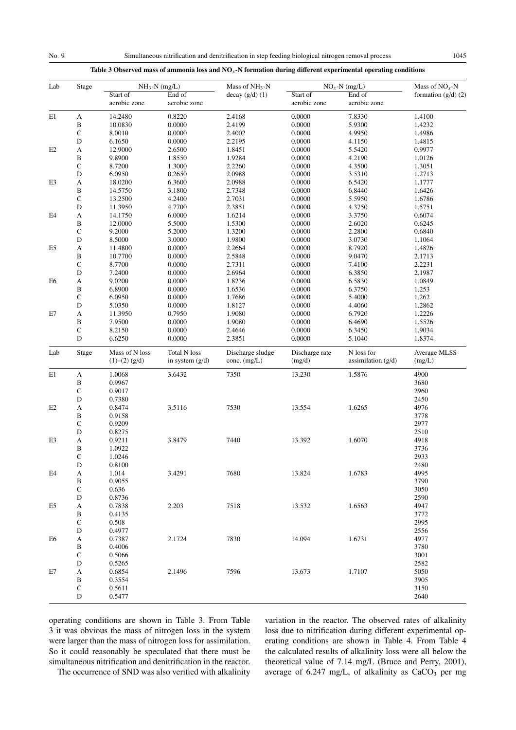**Table 3 Observed mass of ammonia loss and $NO_x$-N formation during different experimental operating conditions**

| Lab | Stage | $NH_3$-N (mg/L) | | Mass of $NH_3$-N decay (g/d) (1) | $NO_x$-N (mg/L) | | Mass of $NO_x$-N formation (g/d) (2) |
|---|---|---|---|---|---|---|---|
| | | Start of aerobic zone | End of aerobic zone | | Start of aerobic zone | End of aerobic zone | |
| E1 | A | 14.2480 | 0.8220 | 2.4168 | 0.0000 | 7.8330 | 1.4100 |
| | B | 10.0830 | 0.0000 | 2.4199 | 0.0000 | 5.9300 | 1.4232 |
| | C | 8.0010 | 0.0000 | 2.4002 | 0.0000 | 4.9950 | 1.4986 |
| | D | 6.1650 | 0.0000 | 2.2195 | 0.0000 | 4.1150 | 1.4815 |
| E2 | A | 12.9000 | 2.6500 | 1.8451 | 0.0000 | 5.5420 | 0.9977 |
| | B | 9.8900 | 1.8550 | 1.9284 | 0.0000 | 4.2190 | 1.0126 |
| | C | 8.7200 | 1.3000 | 2.2260 | 0.0000 | 4.3500 | 1.3051 |
| | D | 6.0950 | 0.2650 | 2.0988 | 0.0000 | 3.5310 | 1.2713 |
| E3 | A | 18.0200 | 6.3600 | 2.0988 | 0.0000 | 6.5420 | 1.1777 |
| | B | 14.5750 | 3.1800 | 2.7348 | 0.0000 | 6.8440 | 1.6426 |
| | C | 13.2500 | 4.2400 | 2.7031 | 0.0000 | 5.5950 | 1.6786 |
| | D | 11.3950 | 4.7700 | 2.3851 | 0.0000 | 4.3750 | 1.5751 |
| E4 | A | 14.1750 | 6.0000 | 1.6214 | 0.0000 | 3.3750 | 0.6074 |
| | B | 12.0000 | 5.5000 | 1.5300 | 0.0000 | 2.6020 | 0.6245 |
| | C | 9.2000 | 5.2000 | 1.3200 | 0.0000 | 2.2800 | 0.6840 |
| | D | 8.5000 | 3.0000 | 1.9800 | 0.0000 | 3.0730 | 1.1064 |
| E5 | A | 11.4800 | 0.0000 | 2.2664 | 0.0000 | 8.7920 | 1.4826 |
| | B | 10.7700 | 0.0000 | 2.5848 | 0.0000 | 9.0470 | 2.1713 |
| | C | 8.7700 | 0.0000 | 2.7311 | 0.0000 | 7.4100 | 2.2231 |
| | D | 7.2400 | 0.0000 | 2.6964 | 0.0000 | 6.3850 | 2.1987 |
| E6 | A | 9.0200 | 0.0000 | 1.8236 | 0.0000 | 6.5830 | 1.0849 |
| | B | 6.8900 | 0.0000 | 1.6536 | 0.0000 | 6.3750 | 1.253 |
| | C | 6.0950 | 0.0000 | 1.7686 | 0.0000 | 5.4000 | 1.262 |
| | D | 5.0350 | 0.0000 | 1.8127 | 0.0000 | 4.4060 | 1.2862 |
| E7 | A | 11.3950 | 0.7950 | 1.9080 | 0.0000 | 6.7920 | 1.2226 |
| | B | 7.9500 | 0.0000 | 1.9080 | 0.0000 | 6.4690 | 1.5526 |
| | C | 8.2150 | 0.0000 | 2.4646 | 0.0000 | 6.3450 | 1.9034 |
| | D | 6.6250 | 0.0000 | 2.3851 | 0.0000 | 5.1040 | 1.8374 |

| Lab | Stage | Mass of N loss (1)–(2) (g/d) | Total N loss in system (g/d) | Discharge sludge conc. (mg/L) | Discharge rate (mg/d) | N loss for assimilation (g/d) | Average MLSS (mg/L) |
|---|---|---|---|---|---|---|---|
| E1 | A | 1.0068 | 3.6432 | 7350 | 13.230 | 1.5876 | 4900 |
| | B | 0.9967 | | | | | 3680 |
| | C | 0.9017 | | | | | 2960 |
| | D | 0.7380 | | | | | 2450 |
| E2 | A | 0.8474 | 3.5116 | 7530 | 13.554 | 1.6265 | 4976 |
| | B | 0.9158 | | | | | 3778 |
| | C | 0.9209 | | | | | 2977 |
| | D | 0.8275 | | | | | 2510 |
| E3 | A | 0.9211 | 3.8479 | 7440 | 13.392 | 1.6070 | 4918 |
| | B | 1.0922 | | | | | 3736 |
| | C | 1.0246 | | | | | 2933 |
| | D | 0.8100 | | | | | 2480 |
| E4 | A | 1.014 | 3.4291 | 7680 | 13.824 | 1.6783 | 4995 |
| | B | 0.9055 | | | | | 3790 |
| | C | 0.636 | | | | | 3050 |
| | D | 0.8736 | | | | | 2590 |
| E5 | A | 0.7838 | 2.203 | 7518 | 13.532 | 1.6563 | 4947 |
| | B | 0.4135 | | | | | 3772 |
| | C | 0.508 | | | | | 2995 |
| | D | 0.4977 | | | | | 2556 |
| E6 | A | 0.7387 | 2.1724 | 7830 | 14.094 | 1.6731 | 4977 |
| | B | 0.4006 | | | | | 3780 |
| | C | 0.5066 | | | | | 3001 |
| | D | 0.5265 | | | | | 2582 |
| E7 | A | 0.6854 | 2.1496 | 7596 | 13.673 | 1.7107 | 5050 |
| | B | 0.3554 | | | | | 3905 |
| | C | 0.5611 | | | | | 3150 |
| | D | 0.5477 | | | | | 2640 |

operating conditions are shown in Table 3. From Table 3 it was obvious the mass of nitrogen loss in the system were larger than the mass of nitrogen loss for assimilation. So it could reasonably be speculated that there must be simultaneous nitrification and denitrification in the reactor.

The occurrence of SND was also verified with alkalinity variation in the reactor. The observed rates of alkalinity loss due to nitrification during different experimental operating conditions are shown in Table 4. From Table 4 the calculated results of alkalinity loss were all below the theoretical value of 7.14 mg/L (Bruce and Perry, 2001), average of 6.247 mg/L, of alkalinity as $CaCO_3$ per mg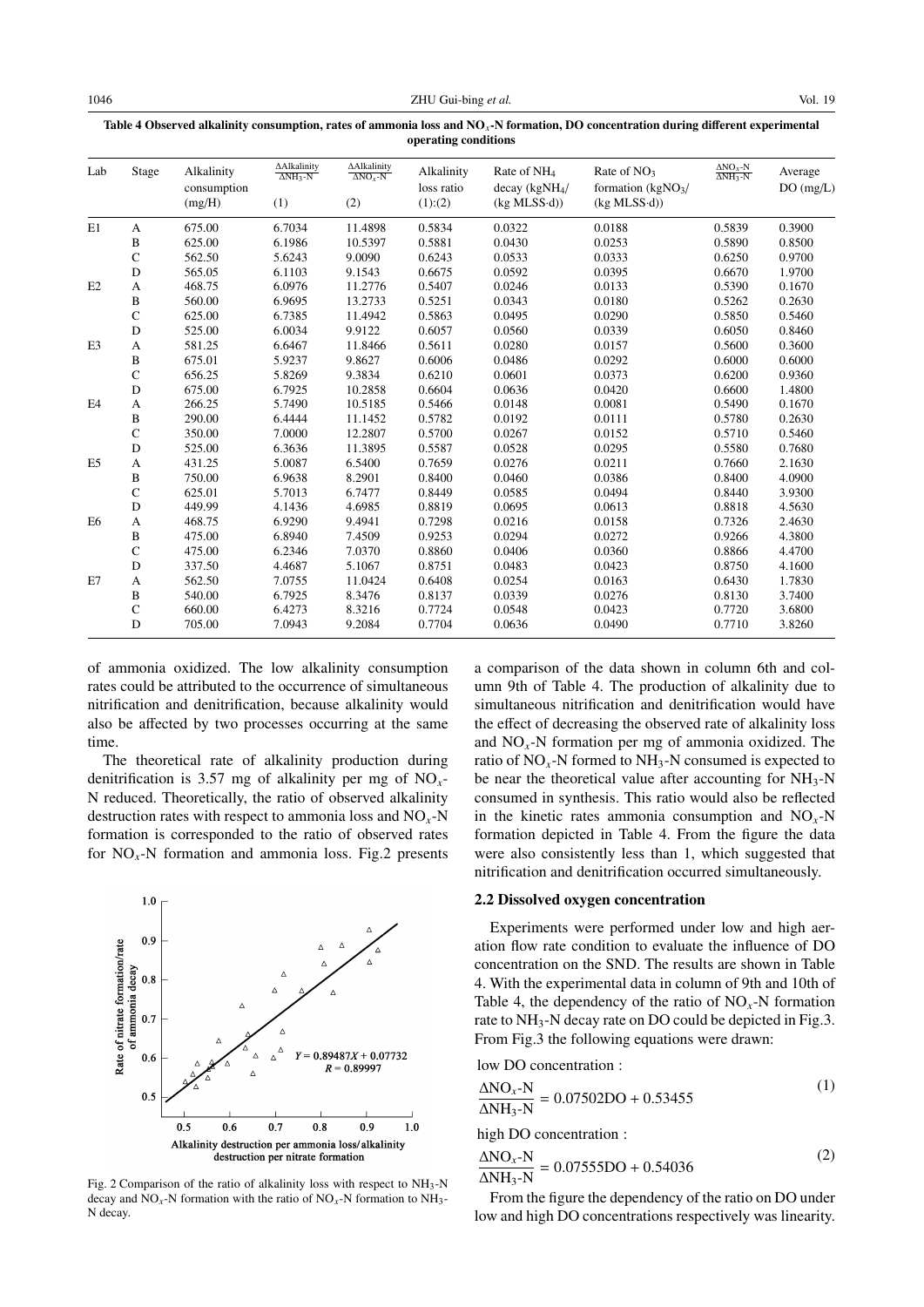**Table 4 Observed alkalinity consumption, rates of ammonia loss and $NO_x$-N formation, DO concentration during different experimental operating conditions**

| Lab | Stage | Alkalinity consumption (mg/H) | $\frac{\Delta Alkalinity}{\Delta NH_3\text{-}N}$ (1) | $\frac{\Delta Alkalinity}{\Delta NO_x\text{-}N}$ (2) | Alkalinity loss ratio (1):(2) | Rate of $NH_4$ decay ($kgNH_4$/(kg MLSS·d)) | Rate of $NO_3$ formation ($kgNO_3$/(kg MLSS·d)) | $\frac{\Delta NO_x\text{-}N}{\Delta NH_3\text{-}N}$ | Average DO (mg/L) |
|---|---|---|---|---|---|---|---|---|---|
| E1 | A | 675.00 | 6.7034 | 11.4898 | 0.5834 | 0.0322 | 0.0188 | 0.5839 | 0.3900 |
| | B | 625.00 | 6.1986 | 10.5397 | 0.5881 | 0.0430 | 0.0253 | 0.5890 | 0.8500 |
| | C | 562.50 | 5.6243 | 9.0090 | 0.6243 | 0.0533 | 0.0333 | 0.6250 | 0.9700 |
| | D | 565.05 | 6.1103 | 9.1543 | 0.6675 | 0.0592 | 0.0395 | 0.6670 | 1.9700 |
| E2 | A | 468.75 | 6.0976 | 11.2776 | 0.5407 | 0.0246 | 0.0133 | 0.5390 | 0.1670 |
| | B | 560.00 | 6.9695 | 13.2733 | 0.5251 | 0.0343 | 0.0180 | 0.5262 | 0.2630 |
| | C | 625.00 | 6.7385 | 11.4942 | 0.5863 | 0.0495 | 0.0290 | 0.5850 | 0.5460 |
| | D | 525.00 | 6.0034 | 9.9122 | 0.6057 | 0.0560 | 0.0339 | 0.6050 | 0.8460 |
| E3 | A | 581.25 | 6.6467 | 11.8466 | 0.5611 | 0.0280 | 0.0157 | 0.5600 | 0.3600 |
| | B | 675.01 | 5.9237 | 9.8627 | 0.6006 | 0.0486 | 0.0292 | 0.6000 | 0.6000 |
| | C | 656.25 | 5.8269 | 9.3834 | 0.6210 | 0.0601 | 0.0373 | 0.6200 | 0.9360 |
| | D | 675.00 | 6.7925 | 10.2858 | 0.6604 | 0.0636 | 0.0420 | 0.6600 | 1.4800 |
| E4 | A | 266.25 | 5.7490 | 10.5185 | 0.5466 | 0.0148 | 0.0081 | 0.5490 | 0.1670 |
| | B | 290.00 | 6.4444 | 11.1452 | 0.5782 | 0.0192 | 0.0111 | 0.5780 | 0.2630 |
| | C | 350.00 | 7.0000 | 12.2807 | 0.5700 | 0.0267 | 0.0152 | 0.5710 | 0.5460 |
| | D | 525.00 | 6.3636 | 11.3895 | 0.5587 | 0.0528 | 0.0295 | 0.5580 | 0.7680 |
| E5 | A | 431.25 | 5.0087 | 6.5400 | 0.7659 | 0.0276 | 0.0211 | 0.7660 | 2.1630 |
| | B | 750.00 | 6.9638 | 8.2901 | 0.8400 | 0.0460 | 0.0386 | 0.8400 | 4.0900 |
| | C | 625.01 | 5.7013 | 6.7477 | 0.8449 | 0.0585 | 0.0494 | 0.8440 | 3.9300 |
| | D | 449.99 | 4.1436 | 4.6985 | 0.8819 | 0.0695 | 0.0613 | 0.8818 | 4.5630 |
| E6 | A | 468.75 | 6.9290 | 9.4941 | 0.7298 | 0.0216 | 0.0158 | 0.7326 | 2.4630 |
| | B | 475.00 | 6.8940 | 7.4509 | 0.9253 | 0.0294 | 0.0272 | 0.9266 | 4.3800 |
| | C | 475.00 | 6.2346 | 7.0370 | 0.8860 | 0.0406 | 0.0360 | 0.8866 | 4.4700 |
| | D | 337.50 | 4.4687 | 5.1067 | 0.8751 | 0.0483 | 0.0423 | 0.8750 | 4.1600 |
| E7 | A | 562.50 | 7.0755 | 11.0424 | 0.6408 | 0.0254 | 0.0163 | 0.6430 | 1.7830 |
| | B | 540.00 | 6.7925 | 8.3476 | 0.8137 | 0.0339 | 0.0276 | 0.8130 | 3.7400 |
| | C | 660.00 | 6.4273 | 8.3216 | 0.7724 | 0.0548 | 0.0423 | 0.7720 | 3.6800 |
| | D | 705.00 | 7.0943 | 9.2084 | 0.7704 | 0.0636 | 0.0490 | 0.7710 | 3.8260 |

of ammonia oxidized. The low alkalinity consumption rates could be attributed to the occurrence of simultaneous nitrification and denitrification, because alkalinity would also be affected by two processes occurring at the same time.

The theoretical rate of alkalinity production during denitrification is 3.57 mg of alkalinity per mg of $NO_x$-N reduced. Theoretically, the ratio of observed alkalinity destruction rates with respect to ammonia loss and $NO_x$-N formation is corresponded to the ratio of observed rates for $NO_x$-N formation and ammonia loss. Fig.2 presents a comparison of the data shown in column 6th and column 9th of Table 4. The production of alkalinity due to simultaneous nitrification and denitrification would have the effect of decreasing the observed rate of alkalinity loss and $NO_x$-N formation per mg of ammonia oxidized. The ratio of $NO_x$-N formed to $NH_3$-N consumed is expected to be near the theoretical value after accounting for $NH_3$-N consumed in synthesis. This ratio would also be reflected in the kinetic rates ammonia consumption and $NO_x$-N formation depicted in Table 4. From the figure the data were also consistently less than 1, which suggested that nitrification and denitrification occurred simultaneously.

Fig. 2 Comparison of the ratio of alkalinity loss with respect to $NH_3$-N decay and $NO_x$-N formation with the ratio of $NO_x$-N formation to $NH_3$-N decay.

## 2.2 Dissolved oxygen concentration

Experiments were performed under low and high aeration flow rate condition to evaluate the influence of DO concentration on the SND. The results are shown in Table 4. With the experimental data in column of 9th and 10th of Table 4, the dependency of the ratio of $NO_x$-N formation rate to $NH_3$-N decay rate on DO could be depicted in Fig.3. From Fig.3 the following equations were drawn:

low DO concentration :

$$\frac{\Delta NO_x\text{-}N}{\Delta NH_3\text{-}N} = 0.07502DO + 0.53455 \quad (1)$$

high DO concentration :

$$\frac{\Delta NO_x\text{-}N}{\Delta NH_3\text{-}N} = 0.07555DO + 0.54036 \quad (2)$$

From the figure the dependency of the ratio on DO under low and high DO concentrations respectively was linearity.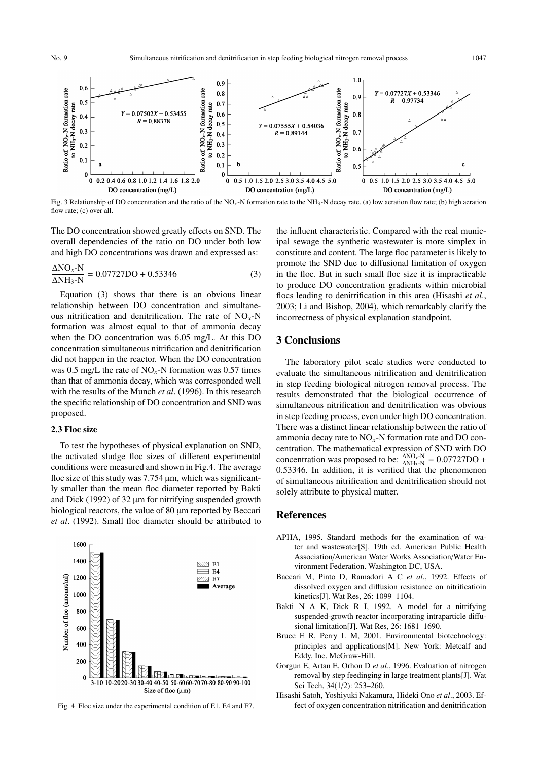Fig. 3 Relationship of DO concentration and the ratio of the $NO_x$-N formation rate to the $NH_3$-N decay rate. (a) low aeration flow rate; (b) high aeration flow rate; (c) over all.

The DO concentration showed greatly effects on SND. The overall dependencies of the ratio on DO under both low and high DO concentrations was drawn and expressed as:

$$\frac{\Delta NO_x\text{-N}}{\Delta NH_3\text{-N}} = 0.07727\text{DO} + 0.53346 \quad (3)$$

Equation (3) shows that there is an obvious linear relationship between DO concentration and simultaneous nitrification and denitrification. The rate of $NO_x$-N formation was almost equal to that of ammonia decay when the DO concentration was 6.05 mg/L. At this DO concentration simultaneous nitrification and denitrification did not happen in the reactor. When the DO concentration was 0.5 mg/L the rate of $NO_x$-N formation was 0.57 times than that of ammonia decay, which was corresponded well with the results of the Munch *et al*. (1996). In this research the specific relationship of DO concentration and SND was proposed.

### 2.3 Floc size

To test the hypotheses of physical explanation on SND, the activated sludge floc sizes of different experimental conditions were measured and shown in Fig.4. The average floc size of this study was 7.754 μm, which was significantly smaller than the mean floc diameter reported by Bakti and Dick (1992) of 32 μm for nitrifying suspended growth biological reactors, the value of 80 μm reported by Beccari *et al*. (1992). Small floc diameter should be attributed to the influent characteristic. Compared with the real municipal sewage the synthetic wastewater is more simplex in constitute and content. The large floc parameter is likely to promote the SND due to diffusional limitation of oxygen in the floc. But in such small floc size it is impracticable to produce DO concentration gradients within microbial flocs leading to denitrification in this area (Hisashi *et al*., 2003; Li and Bishop, 2004), which remarkably clarify the incorrectness of physical explanation standpoint.

Fig. 4 Floc size under the experimental condition of E1, E4 and E7.

## 3 Conclusions

The laboratory pilot scale studies were conducted to evaluate the simultaneous nitrification and denitrification in step feeding biological nitrogen removal process. The results demonstrated that the biological occurrence of simultaneous nitrification and denitrification was obvious in step feeding process, even under high DO concentration. There was a distinct linear relationship between the ratio of ammonia decay rate to $NO_x$-N formation rate and DO concentration. The mathematical expression of SND with DO concentration was proposed to be: $\frac{\Delta NO_x\text{-N}}{\Delta NH_3\text{-N}} = 0.07727\text{DO} + 0.53346$. In addition, it is verified that the phenomenon of simultaneous nitrification and denitrification should not solely attribute to physical matter.

## References

APHA, 1995. Standard methods for the examination of water and wastewater[S]. 19th ed. American Public Health Association/American Water Works Association/Water Environment Federation. Washington DC, USA.

Baccari M, Pinto D, Ramadori A C *et al*., 1992. Effects of dissolved oxygen and diffusion resistance on nitrificatioin kinetics[J]. Wat Res, 26: 1099–1104.

Bakti N A K, Dick R I, 1992. A model for a nitrifying suspended-growth reactor incorporating intraparticle diffusional limitation[J]. Wat Res, 26: 1681–1690.

Bruce E R, Perry L M, 2001. Environmental biotechnology: principles and applications[M]. New York: Metcalf and Eddy, Inc. McGraw-Hill.

Gorgun E, Artan E, Orhon D *et al*., 1996. Evaluation of nitrogen removal by step feedinging in large treatment plants[J]. Wat Sci Tech, 34(1/2): 253–260.

Hisashi Satoh, Yoshiyuki Nakamura, Hideki Ono *et al*., 2003. Effect of oxygen concentration nitrification and denitrification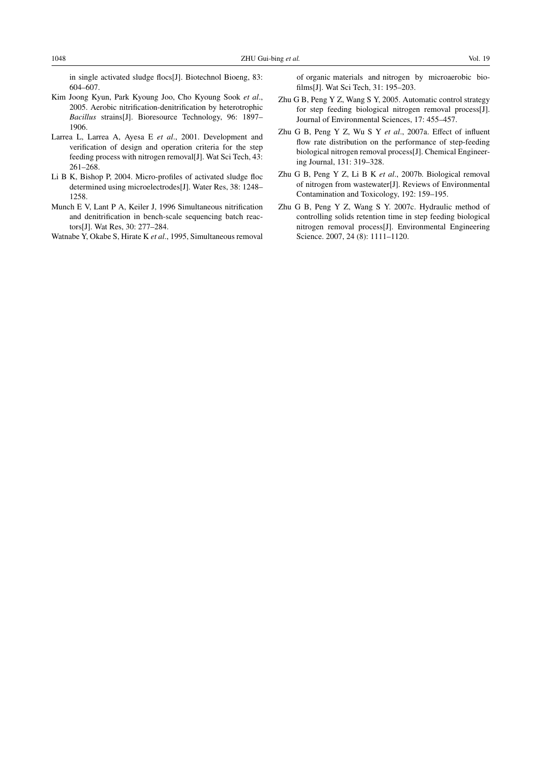in single activated sludge flocs[J]. Biotechnol Bioeng, 83: 604–607.

Kim Joong Kyun, Park Kyoung Joo, Cho Kyoung Sook *et al*., 2005. Aerobic nitrification-denitrification by heterotrophic *Bacillus* strains[J]. Bioresource Technology, 96: 1897–1906.

Larrea L, Larrea A, Ayesa E *et al*., 2001. Development and verification of design and operation criteria for the step feeding process with nitrogen removal[J]. Wat Sci Tech, 43: 261–268.

Li B K, Bishop P, 2004. Micro-profiles of activated sludge floc determined using microelectrodes[J]. Water Res, 38: 1248–1258.

Munch E V, Lant P A, Keiler J, 1996 Simultaneous nitrification and denitrification in bench-scale sequencing batch reactors[J]. Wat Res, 30: 277–284.

Watnabe Y, Okabe S, Hirate K *et al*., 1995, Simultaneous removal of organic materials and nitrogen by microaerobic biofilms[J]. Wat Sci Tech, 31: 195–203.

Zhu G B, Peng Y Z, Wang S Y, 2005. Automatic control strategy for step feeding biological nitrogen removal process[J]. Journal of Environmental Sciences, 17: 455–457.

Zhu G B, Peng Y Z, Wu S Y *et al*., 2007a. Effect of influent flow rate distribution on the performance of step-feeding biological nitrogen removal process[J]. Chemical Engineering Journal, 131: 319–328.

Zhu G B, Peng Y Z, Li B K *et al*., 2007b. Biological removal of nitrogen from wastewater[J]. Reviews of Environmental Contamination and Toxicology, 192: 159–195.

Zhu G B, Peng Y Z, Wang S Y. 2007c. Hydraulic method of controlling solids retention time in step feeding biological nitrogen removal process[J]. Environmental Engineering Science. 2007, 24 (8): 1111–1120.